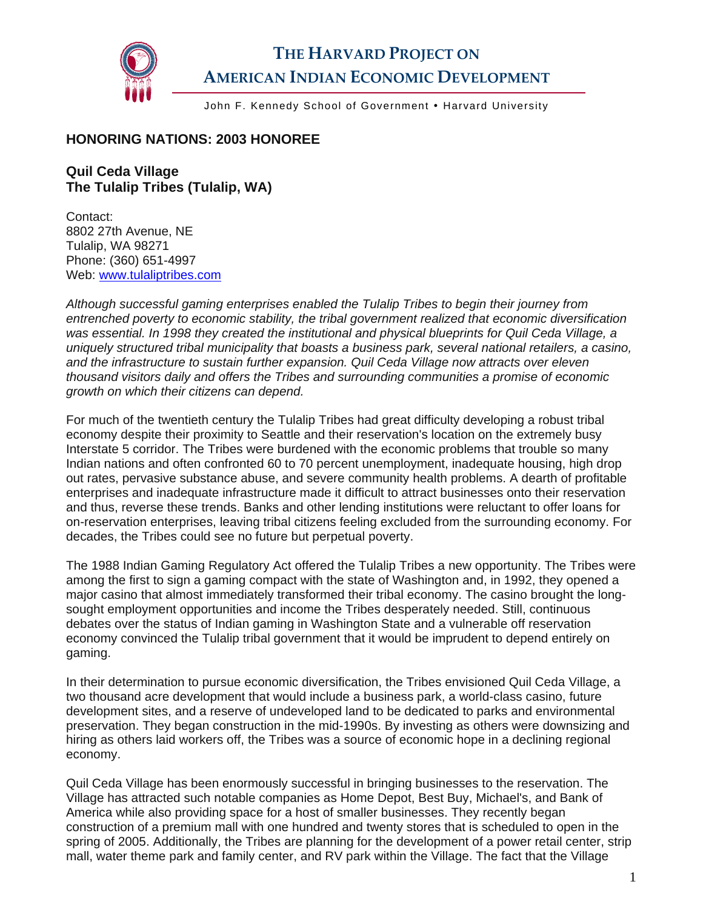# THE HARVARD PROJECT ON AMERICAN INDIAN ECONOMIC DEVELOPMENT

John F. Kennedy School of Government • Harvard University

## HONORING NATIONS: 2003 HONOREE

### Quil Ceda Village
### The Tulalip Tribes (Tulalip, WA)

Contact:
8802 27th Avenue, NE
Tulalip, WA 98271
Phone: (360) 651-4997
Web: [www.tulaliptribes.com](http://www.tulaliptribes.com)

*Although successful gaming enterprises enabled the Tulalip Tribes to begin their journey from entrenched poverty to economic stability, the tribal government realized that economic diversification was essential. In 1998 they created the institutional and physical blueprints for Quil Ceda Village, a uniquely structured tribal municipality that boasts a business park, several national retailers, a casino, and the infrastructure to sustain further expansion. Quil Ceda Village now attracts over eleven thousand visitors daily and offers the Tribes and surrounding communities a promise of economic growth on which their citizens can depend.*

For much of the twentieth century the Tulalip Tribes had great difficulty developing a robust tribal economy despite their proximity to Seattle and their reservation's location on the extremely busy Interstate 5 corridor. The Tribes were burdened with the economic problems that trouble so many Indian nations and often confronted 60 to 70 percent unemployment, inadequate housing, high drop out rates, pervasive substance abuse, and severe community health problems. A dearth of profitable enterprises and inadequate infrastructure made it difficult to attract businesses onto their reservation and thus, reverse these trends. Banks and other lending institutions were reluctant to offer loans for on-reservation enterprises, leaving tribal citizens feeling excluded from the surrounding economy. For decades, the Tribes could see no future but perpetual poverty.

The 1988 Indian Gaming Regulatory Act offered the Tulalip Tribes a new opportunity. The Tribes were among the first to sign a gaming compact with the state of Washington and, in 1992, they opened a major casino that almost immediately transformed their tribal economy. The casino brought the long-sought employment opportunities and income the Tribes desperately needed. Still, continuous debates over the status of Indian gaming in Washington State and a vulnerable off reservation economy convinced the Tulalip tribal government that it would be imprudent to depend entirely on gaming.

In their determination to pursue economic diversification, the Tribes envisioned Quil Ceda Village, a two thousand acre development that would include a business park, a world-class casino, future development sites, and a reserve of undeveloped land to be dedicated to parks and environmental preservation. They began construction in the mid-1990s. By investing as others were downsizing and hiring as others laid workers off, the Tribes was a source of economic hope in a declining regional economy.

Quil Ceda Village has been enormously successful in bringing businesses to the reservation. The Village has attracted such notable companies as Home Depot, Best Buy, Michael's, and Bank of America while also providing space for a host of smaller businesses. They recently began construction of a premium mall with one hundred and twenty stores that is scheduled to open in the spring of 2005. Additionally, the Tribes are planning for the development of a power retail center, strip mall, water theme park and family center, and RV park within the Village. The fact that the Village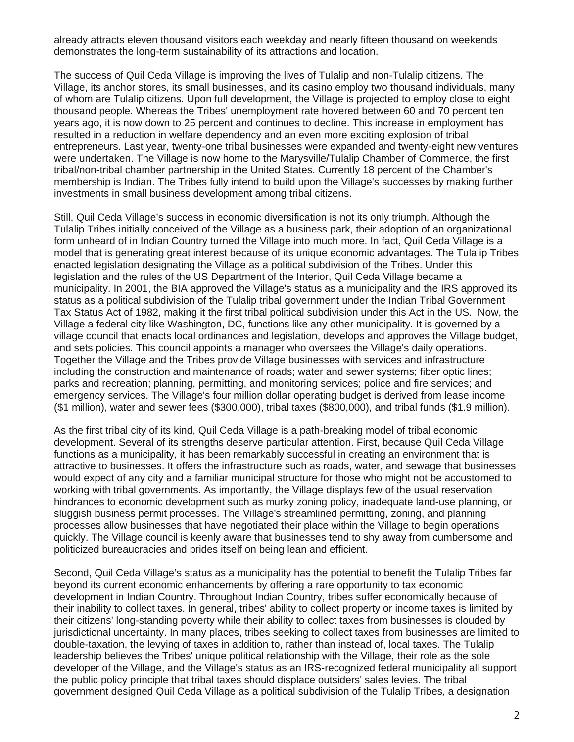already attracts eleven thousand visitors each weekday and nearly fifteen thousand on weekends demonstrates the long-term sustainability of its attractions and location.

The success of Quil Ceda Village is improving the lives of Tulalip and non-Tulalip citizens. The Village, its anchor stores, its small businesses, and its casino employ two thousand individuals, many of whom are Tulalip citizens. Upon full development, the Village is projected to employ close to eight thousand people. Whereas the Tribes' unemployment rate hovered between 60 and 70 percent ten years ago, it is now down to 25 percent and continues to decline. This increase in employment has resulted in a reduction in welfare dependency and an even more exciting explosion of tribal entrepreneurs. Last year, twenty-one tribal businesses were expanded and twenty-eight new ventures were undertaken. The Village is now home to the Marysville/Tulalip Chamber of Commerce, the first tribal/non-tribal chamber partnership in the United States. Currently 18 percent of the Chamber's membership is Indian. The Tribes fully intend to build upon the Village's successes by making further investments in small business development among tribal citizens.

Still, Quil Ceda Village's success in economic diversification is not its only triumph. Although the Tulalip Tribes initially conceived of the Village as a business park, their adoption of an organizational form unheard of in Indian Country turned the Village into much more. In fact, Quil Ceda Village is a model that is generating great interest because of its unique economic advantages. The Tulalip Tribes enacted legislation designating the Village as a political subdivision of the Tribes. Under this legislation and the rules of the US Department of the Interior, Quil Ceda Village became a municipality. In 2001, the BIA approved the Village's status as a municipality and the IRS approved its status as a political subdivision of the Tulalip tribal government under the Indian Tribal Government Tax Status Act of 1982, making it the first tribal political subdivision under this Act in the US. Now, the Village a federal city like Washington, DC, functions like any other municipality. It is governed by a village council that enacts local ordinances and legislation, develops and approves the Village budget, and sets policies. This council appoints a manager who oversees the Village's daily operations. Together the Village and the Tribes provide Village businesses with services and infrastructure including the construction and maintenance of roads; water and sewer systems; fiber optic lines; parks and recreation; planning, permitting, and monitoring services; police and fire services; and emergency services. The Village's four million dollar operating budget is derived from lease income ($1 million), water and sewer fees ($300,000), tribal taxes ($800,000), and tribal funds ($1.9 million).

As the first tribal city of its kind, Quil Ceda Village is a path-breaking model of tribal economic development. Several of its strengths deserve particular attention. First, because Quil Ceda Village functions as a municipality, it has been remarkably successful in creating an environment that is attractive to businesses. It offers the infrastructure such as roads, water, and sewage that businesses would expect of any city and a familiar municipal structure for those who might not be accustomed to working with tribal governments. As importantly, the Village displays few of the usual reservation hindrances to economic development such as murky zoning policy, inadequate land-use planning, or sluggish business permit processes. The Village's streamlined permitting, zoning, and planning processes allow businesses that have negotiated their place within the Village to begin operations quickly. The Village council is keenly aware that businesses tend to shy away from cumbersome and politicized bureaucracies and prides itself on being lean and efficient.

Second, Quil Ceda Village's status as a municipality has the potential to benefit the Tulalip Tribes far beyond its current economic enhancements by offering a rare opportunity to tax economic development in Indian Country. Throughout Indian Country, tribes suffer economically because of their inability to collect taxes. In general, tribes' ability to collect property or income taxes is limited by their citizens' long-standing poverty while their ability to collect taxes from businesses is clouded by jurisdictional uncertainty. In many places, tribes seeking to collect taxes from businesses are limited to double-taxation, the levying of taxes in addition to, rather than instead of, local taxes. The Tulalip leadership believes the Tribes' unique political relationship with the Village, their role as the sole developer of the Village, and the Village's status as an IRS-recognized federal municipality all support the public policy principle that tribal taxes should displace outsiders' sales levies. The tribal government designed Quil Ceda Village as a political subdivision of the Tulalip Tribes, a designation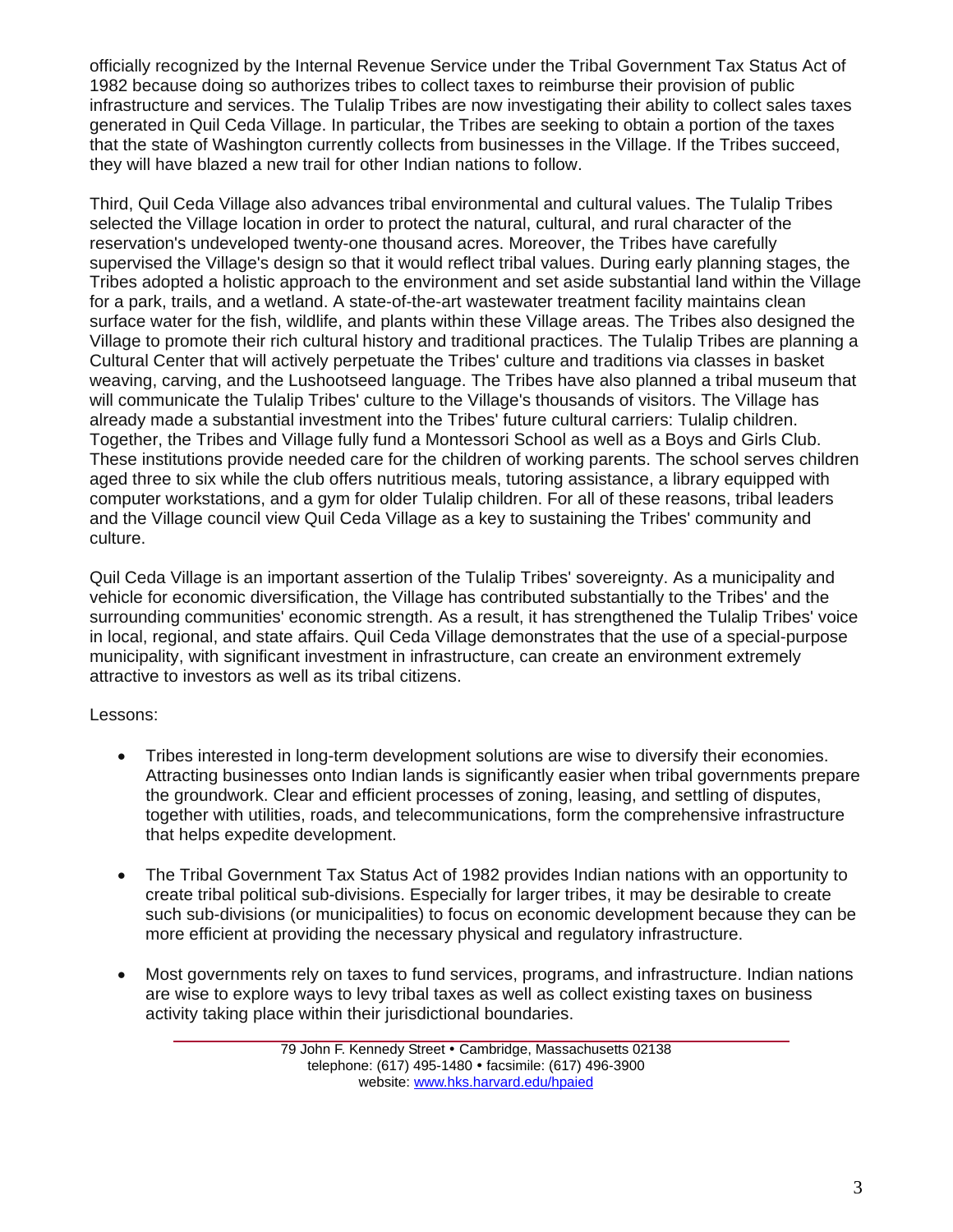officially recognized by the Internal Revenue Service under the Tribal Government Tax Status Act of 1982 because doing so authorizes tribes to collect taxes to reimburse their provision of public infrastructure and services. The Tulalip Tribes are now investigating their ability to collect sales taxes generated in Quil Ceda Village. In particular, the Tribes are seeking to obtain a portion of the taxes that the state of Washington currently collects from businesses in the Village. If the Tribes succeed, they will have blazed a new trail for other Indian nations to follow.

Third, Quil Ceda Village also advances tribal environmental and cultural values. The Tulalip Tribes selected the Village location in order to protect the natural, cultural, and rural character of the reservation's undeveloped twenty-one thousand acres. Moreover, the Tribes have carefully supervised the Village's design so that it would reflect tribal values. During early planning stages, the Tribes adopted a holistic approach to the environment and set aside substantial land within the Village for a park, trails, and a wetland. A state-of-the-art wastewater treatment facility maintains clean surface water for the fish, wildlife, and plants within these Village areas. The Tribes also designed the Village to promote their rich cultural history and traditional practices. The Tulalip Tribes are planning a Cultural Center that will actively perpetuate the Tribes' culture and traditions via classes in basket weaving, carving, and the Lushootseed language. The Tribes have also planned a tribal museum that will communicate the Tulalip Tribes' culture to the Village's thousands of visitors. The Village has already made a substantial investment into the Tribes' future cultural carriers: Tulalip children. Together, the Tribes and Village fully fund a Montessori School as well as a Boys and Girls Club. These institutions provide needed care for the children of working parents. The school serves children aged three to six while the club offers nutritious meals, tutoring assistance, a library equipped with computer workstations, and a gym for older Tulalip children. For all of these reasons, tribal leaders and the Village council view Quil Ceda Village as a key to sustaining the Tribes' community and culture.

Quil Ceda Village is an important assertion of the Tulalip Tribes' sovereignty. As a municipality and vehicle for economic diversification, the Village has contributed substantially to the Tribes' and the surrounding communities' economic strength. As a result, it has strengthened the Tulalip Tribes' voice in local, regional, and state affairs. Quil Ceda Village demonstrates that the use of a special-purpose municipality, with significant investment in infrastructure, can create an environment extremely attractive to investors as well as its tribal citizens.

Lessons:

- Tribes interested in long-term development solutions are wise to diversify their economies. Attracting businesses onto Indian lands is significantly easier when tribal governments prepare the groundwork. Clear and efficient processes of zoning, leasing, and settling of disputes, together with utilities, roads, and telecommunications, form the comprehensive infrastructure that helps expedite development.

- The Tribal Government Tax Status Act of 1982 provides Indian nations with an opportunity to create tribal political sub-divisions. Especially for larger tribes, it may be desirable to create such sub-divisions (or municipalities) to focus on economic development because they can be more efficient at providing the necessary physical and regulatory infrastructure.

- Most governments rely on taxes to fund services, programs, and infrastructure. Indian nations are wise to explore ways to levy tribal taxes as well as collect existing taxes on business activity taking place within their jurisdictional boundaries.